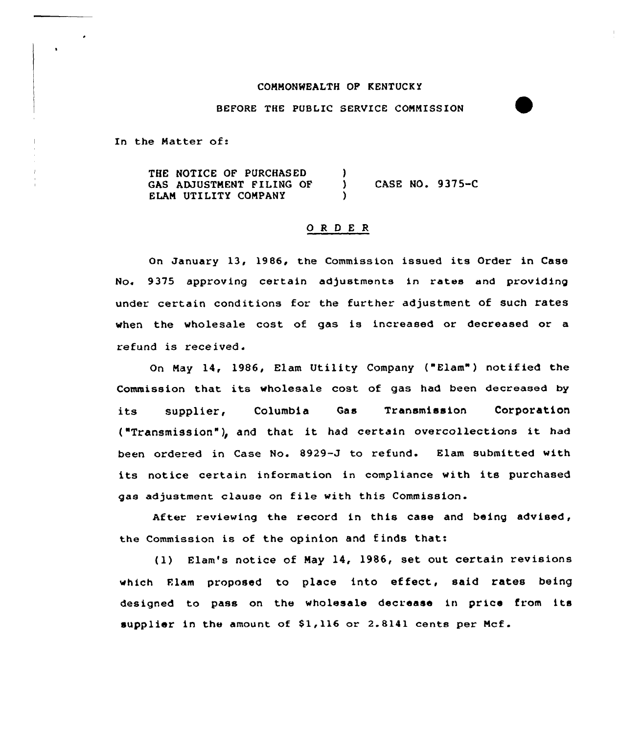COMMONWEALTH OF KENTUCKY

BEFORE THE PUBLIC SERVICE COMMISSION

In the Matter of:

| | | |
|---|---|---|
| THE NOTICE OF PURCHASED GAS ADJUSTMENT FILING OF ELAM UTILITY COMPANY | ) ) ) | CASE NO. 9375-C |

## O R D E R

On January 13, 1986, the Commission issued its Order in Case No. 9375 approving certain adjustments in rates and providing under certain conditions for the further adjustment of such rates when the wholesale cost of gas is increased or decreased or a refund is received.

On May 14, 1986, Elam Utility Company ("Elam") notified the Commission that its wholesale cost of gas had been decreased by its supplier, Columbia Gas Transmission Corporation ("Transmission"), and that it had certain overcollections it had been ordered in Case No. 8929-J to refund. Elam submitted with its notice certain information in compliance with its purchased gas adjustment clause on file with this Commission.

After reviewing the record in this case and being advised, the Commission is of the opinion and finds that:

(1) Elam's notice of May 14, 1986, set out certain revisions which Elam proposed to place into effect, said rates being designed to pass on the wholesale decrease in price from its supplier in the amount of $1,116 or 2.8141 cents per Mcf.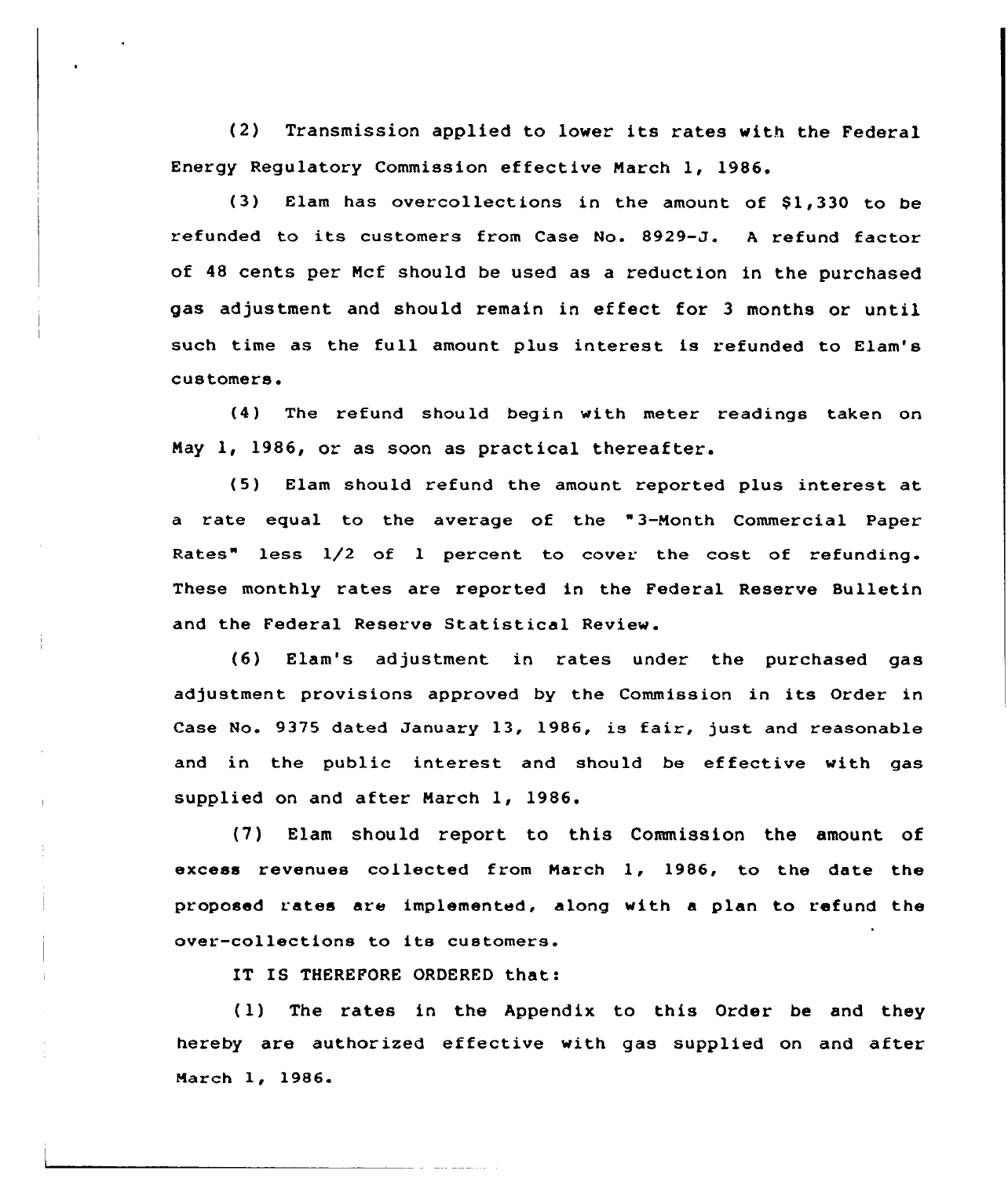(2) Transmission applied to lower its rates with the Federal Energy Regulatory Commission effective March 1, 1986.

(3) Elam has overcollections in the amount of $1,330 to be refunded to its customers from Case No. 8929-J. A refund factor of 48 cents per Mcf should be used as a reduction in the purchased gas adjustment and should remain in effect for 3 months or until such time as the full amount plus interest is refunded to Elam's customers.

(4) The refund should begin with meter readings taken on May 1, 1986, or as soon as practical thereafter.

(5) Elam should refund the amount reported plus interest at a rate equal to the average of the "3-Month Commercial Paper Rates" less 1/2 of 1 percent to cover the cost of refunding. These monthly rates are reported in the Federal Reserve Bulletin and the Federal Reserve Statistical Review.

(6) Elam's adjustment in rates under the purchased gas adjustment provisions approved by the Commission in its Order in Case No. 9375 dated January 13, 1986, is fair, just and reasonable and in the public interest and should be effective with gas supplied on and after March 1, 1986.

(7) Elam should report to this Commission the amount of excess revenues collected from March 1, 1986, to the date the proposed rates are implemented, along with a plan to refund the over-collections to its customers.

IT IS THEREFORE ORDERED that:

(1) The rates in the Appendix to this Order be and they hereby are authorized effective with gas supplied on and after March 1, 1986.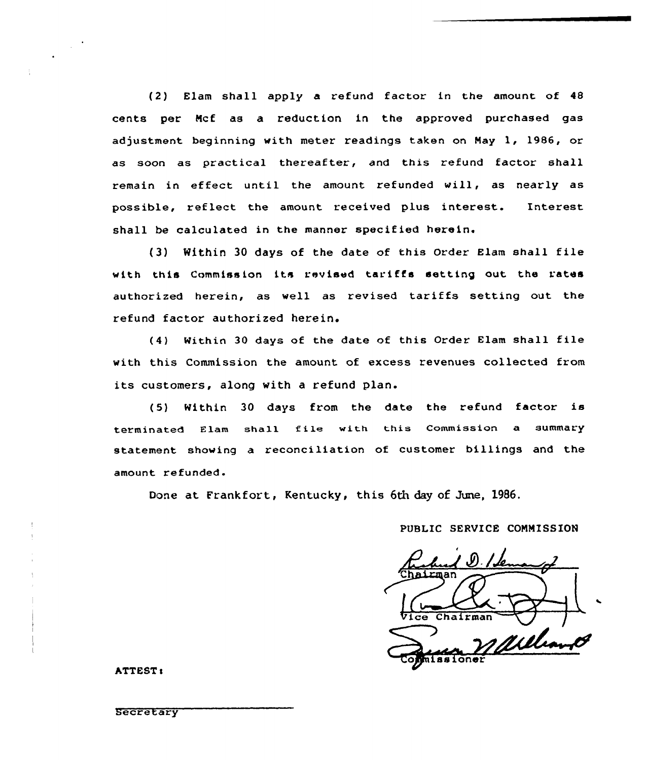(2) Elam shall apply a refund factor in the amount of 48 cents per Mcf as a reduction in the approved purchased gas adjustment beginning with meter readings taken on May 1, 1986, or as soon as practical thereafter, and this refund factor shall remain in effect until the amount refunded will, as nearly as possible, reflect the amount received plus interest. Interest shall be calculated in the manner specified herein.

(3) Within 30 days of the date of this Order Elam shall file with this Commission its revised tariffs setting out the rates authorized herein, as well as revised tariffs setting out the refund factor authorized herein.

(4) Within 30 days of the date of this Order Elam shall file with this Commission the amount of excess revenues collected from its customers, along with a refund plan.

(5) Within 30 days from the date the refund factor is terminated Elam shall file with this Commission a summary statement showing a reconciliation of customer billings and the amount refunded.

Done at Frankfort, Kentucky, this 6th day of June, 1986.

PUBLIC SERVICE COMMISSION

Chairman

Vice Chairman

Commissioner

ATTEST:

Secretary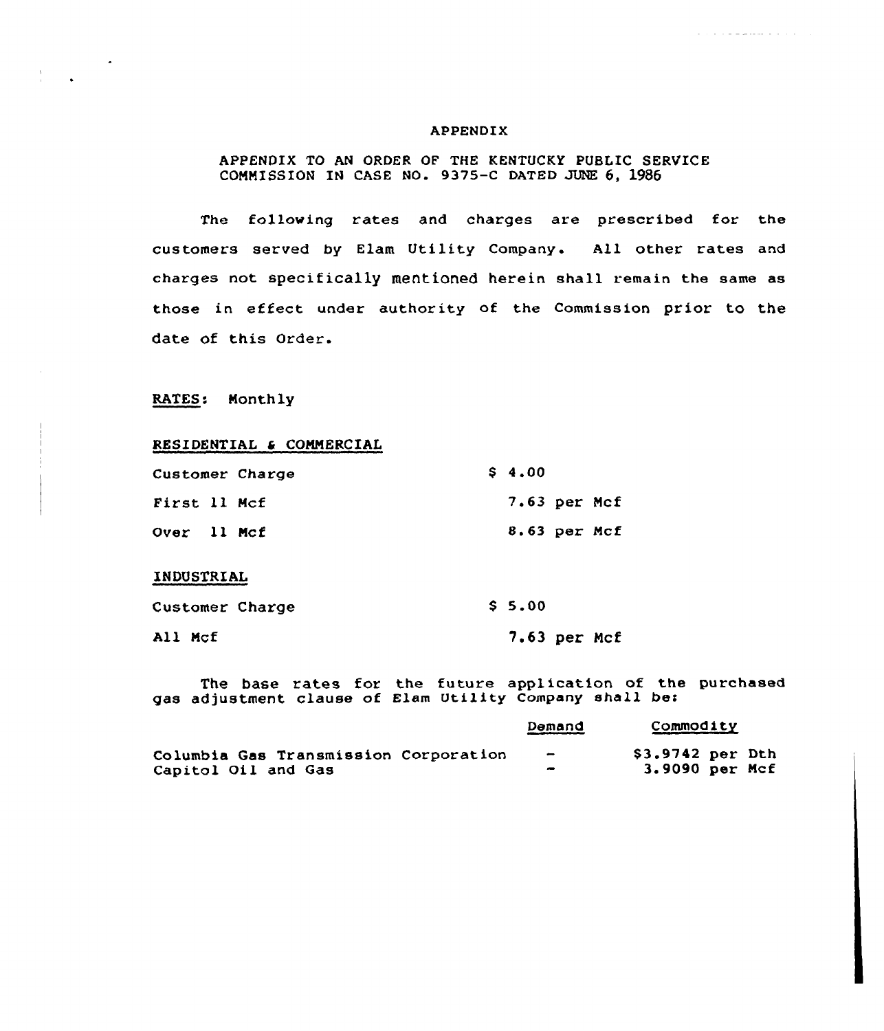# APPENDIX

APPENDIX TO AN ORDER OF THE KENTUCKY PUBLIC SERVICE COMMISSION IN CASE NO. 9375-C DATED JUNE 6, 1986

The following rates and charges are prescribed for the customers served by Elam Utility Company. All other rates and charges not specifically mentioned herein shall remain the same as those in effect under authority of the Commission prior to the date of this Order.

RATES: Monthly

RESIDENTIAL & COMMERCIAL

| | |
|---|---|
| Customer Charge | $ 4.00 |
| First 11 Mcf | 7.63 per Mcf |
| Over 11 Mcf | 8.63 per Mcf |

INDUSTRIAL

| | |
|---|---|
| Customer Charge | $ 5.00 |
| All Mcf | 7.63 per Mcf |

The base rates for the future application of the purchased gas adjustment clause of Elam Utility Company shall be:

| | Demand | Commodity |
|---|---|---|
| Columbia Gas Transmission Corporation | - | $3.9742 per Dth |
| Capitol Oil and Gas | - | 3.9090 per Mcf |